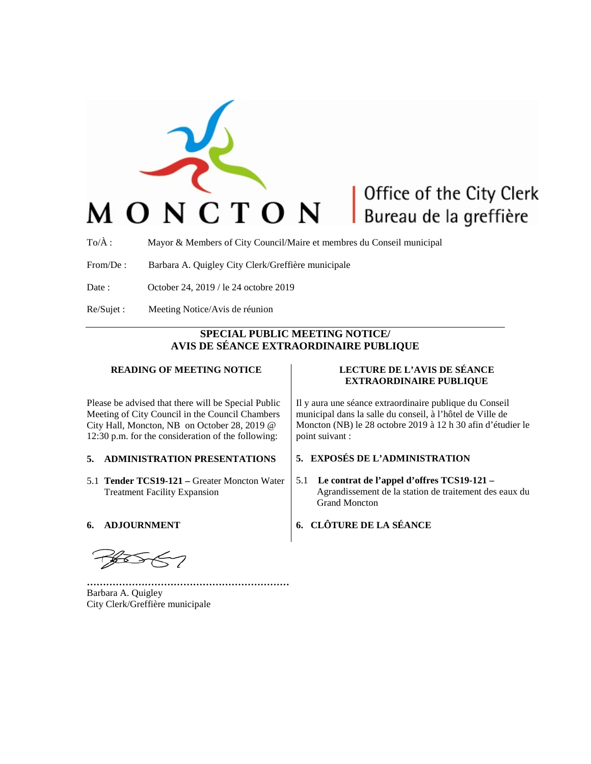MONCTON | Office of the City Clerk
Bureau de la greffière

To/À : Mayor & Members of City Council/Maire et membres du Conseil municipal

From/De : Barbara A. Quigley City Clerk/Greffière municipale

Date : October 24, 2019 / le 24 octobre 2019

Re/Sujet : Meeting Notice/Avis de réunion

---

## SPECIAL PUBLIC MEETING NOTICE/ AVIS DE SÉANCE EXTRAORDINAIRE PUBLIQUE

### READING OF MEETING NOTICE

Please be advised that there will be Special Public Meeting of City Council in the Council Chambers City Hall, Moncton, NB on October 28, 2019 @ 12:30 p.m. for the consideration of the following:

**5. ADMINISTRATION PRESENTATIONS**

5.1 **Tender TCS19-121 –** Greater Moncton Water Treatment Facility Expansion

**6. ADJOURNMENT**

### LECTURE DE L'AVIS DE SÉANCE EXTRAORDINAIRE PUBLIQUE

Il y aura une séance extraordinaire publique du Conseil municipal dans la salle du conseil, à l'hôtel de Ville de Moncton (NB) le 28 octobre 2019 à 12 h 30 afin d'étudier le point suivant :

**5. EXPOSÉS DE L'ADMINISTRATION**

5.1 **Le contrat de l'appel d'offres TCS19-121 –** Agrandissement de la station de traitement des eaux du Grand Moncton

**6. CLÔTURE DE LA SÉANCE**

……………………………………………………
Barbara A. Quigley
City Clerk/Greffière municipale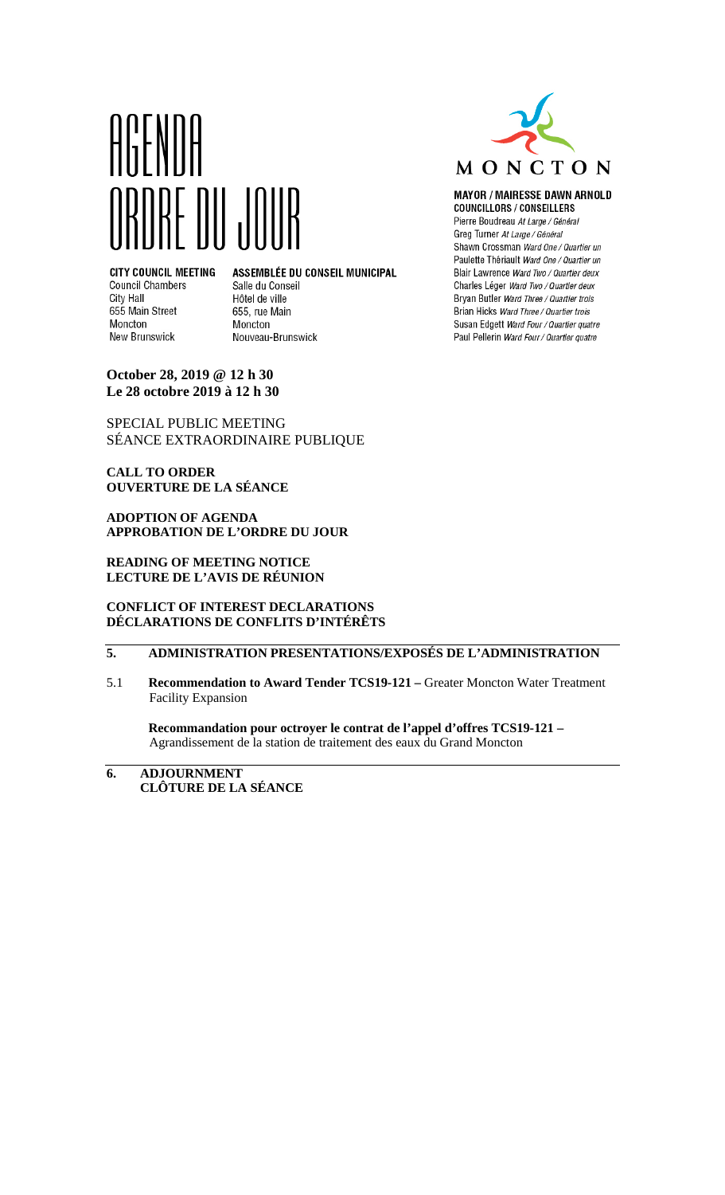# AGENDA
# ORDRE DU JOUR

**CITY COUNCIL MEETING**
Council Chambers
City Hall
655 Main Street
Moncton
New Brunswick

**ASSEMBLÉE DU CONSEIL MUNICIPAL**
Salle du Conseil
Hôtel de ville
655, rue Main
Moncton
Nouveau-Brunswick

MONCTON

**MAYOR / MAIRESSE DAWN ARNOLD**
**COUNCILLORS / CONSEILLERS**
Pierre Boudreau *At Large / Général*
Greg Turner *At Large / Général*
Shawn Crossman *Ward One / Quartier un*
Paulette Thériault *Ward One / Quartier un*
Blair Lawrence *Ward Two / Quartier deux*
Charles Léger *Ward Two / Quartier deux*
Bryan Butler *Ward Three / Quartier trois*
Brian Hicks *Ward Three / Quartier trois*
Susan Edgett *Ward Four / Quartier quatre*
Paul Pellerin *Ward Four / Quartier quatre*

**October 28, 2019 @ 12 h 30**
**Le 28 octobre 2019 à 12 h 30**

SPECIAL PUBLIC MEETING
SÉANCE EXTRAORDINAIRE PUBLIQUE

**CALL TO ORDER**
**OUVERTURE DE LA SÉANCE**

**ADOPTION OF AGENDA**
**APPROBATION DE L'ORDRE DU JOUR**

**READING OF MEETING NOTICE**
**LECTURE DE L'AVIS DE RÉUNION**

**CONFLICT OF INTEREST DECLARATIONS**
**DÉCLARATIONS DE CONFLITS D'INTÉRÊTS**

## 5. ADMINISTRATION PRESENTATIONS/EXPOSÉS DE L'ADMINISTRATION

5.1 **Recommendation to Award Tender TCS19-121 –** Greater Moncton Water Treatment Facility Expansion

**Recommandation pour octroyer le contrat de l'appel d'offres TCS19-121 –** Agrandissement de la station de traitement des eaux du Grand Moncton

## 6. ADJOURNMENT
## CLÔTURE DE LA SÉANCE